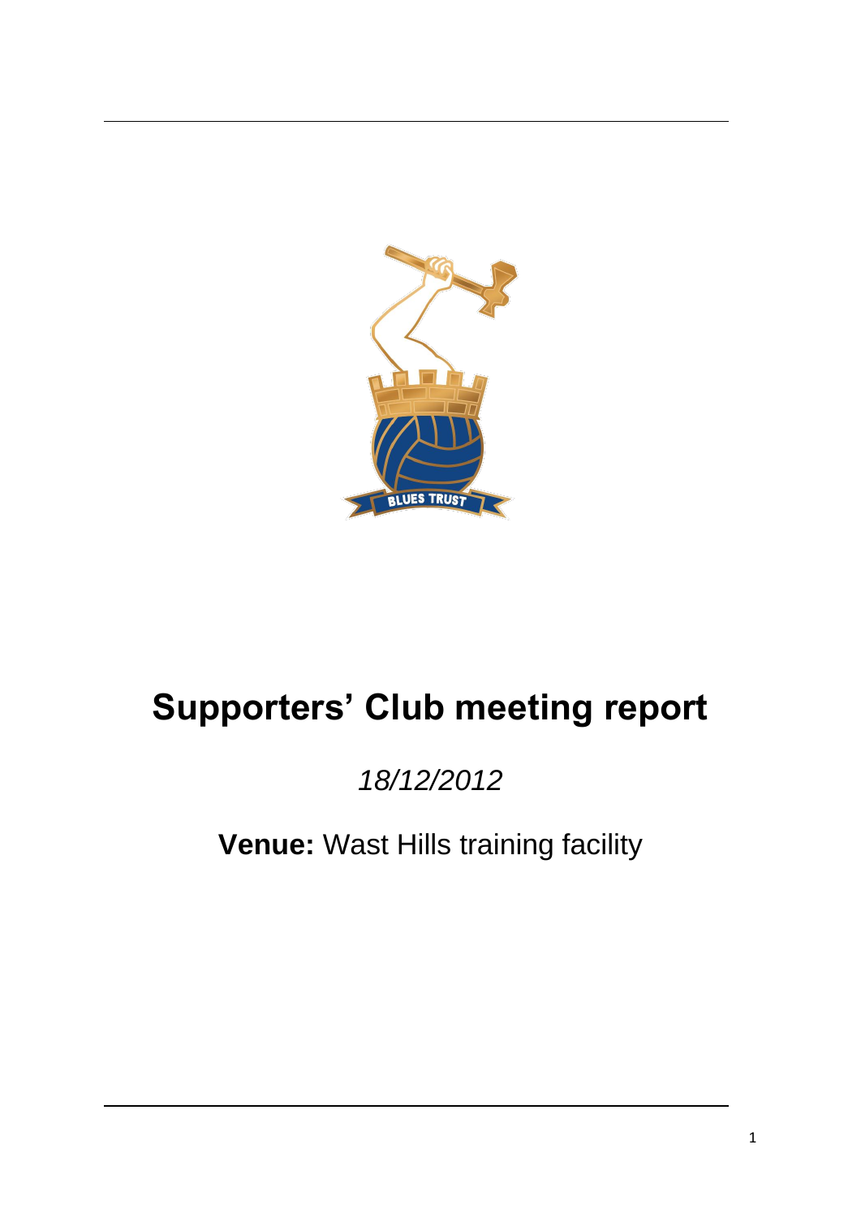# Supporters' Club meeting report

*18/12/2012*

**Venue:** Wast Hills training facility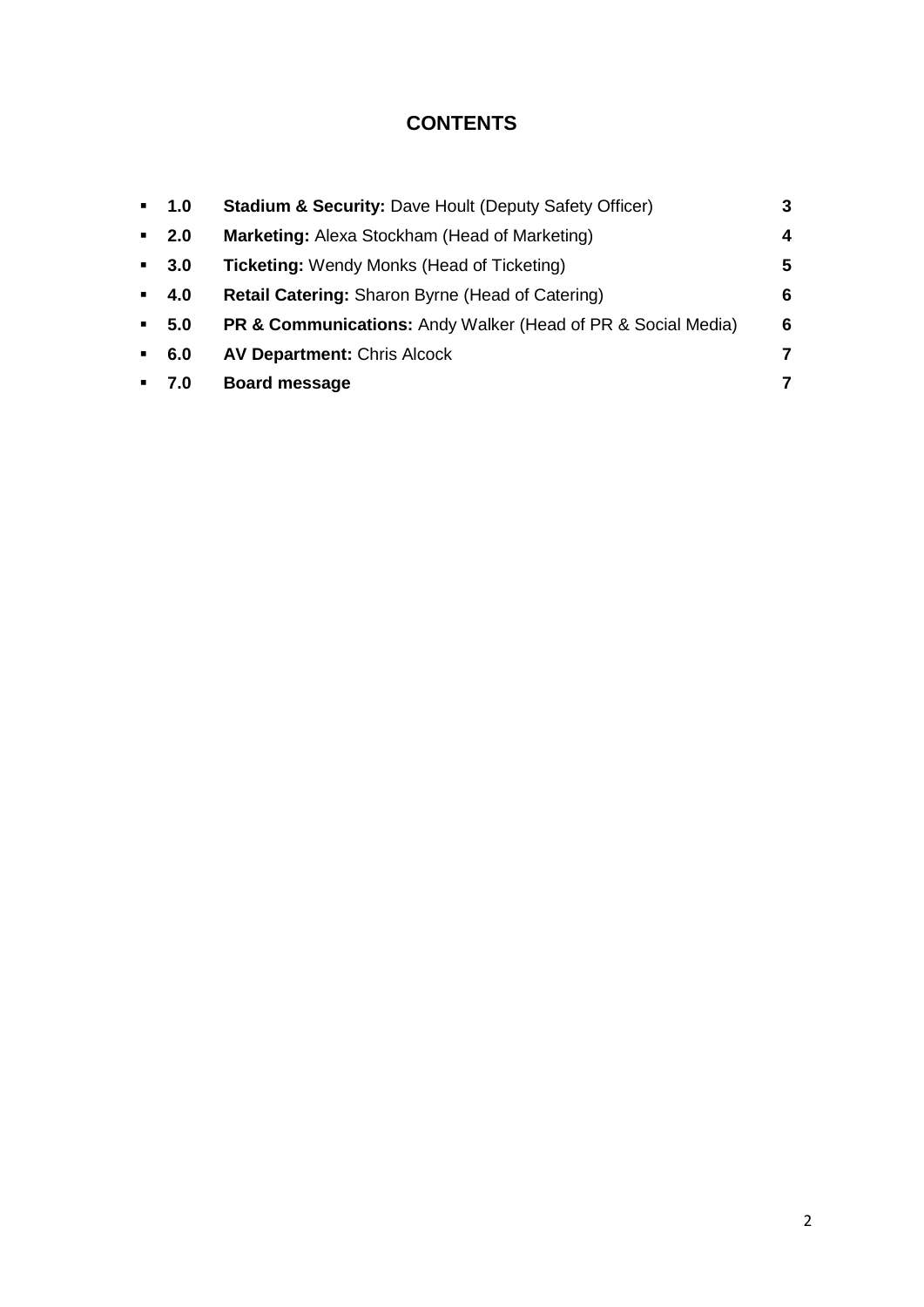# CONTENTS

- **1.0** **Stadium & Security:** Dave Hoult (Deputy Safety Officer) **3**
- **2.0** **Marketing:** Alexa Stockham (Head of Marketing) **4**
- **3.0** **Ticketing:** Wendy Monks (Head of Ticketing) **5**
- **4.0** **Retail Catering:** Sharon Byrne (Head of Catering) **6**
- **5.0** **PR & Communications:** Andy Walker (Head of PR & Social Media) **6**
- **6.0** **AV Department:** Chris Alcock **7**
- **7.0** **Board message** **7**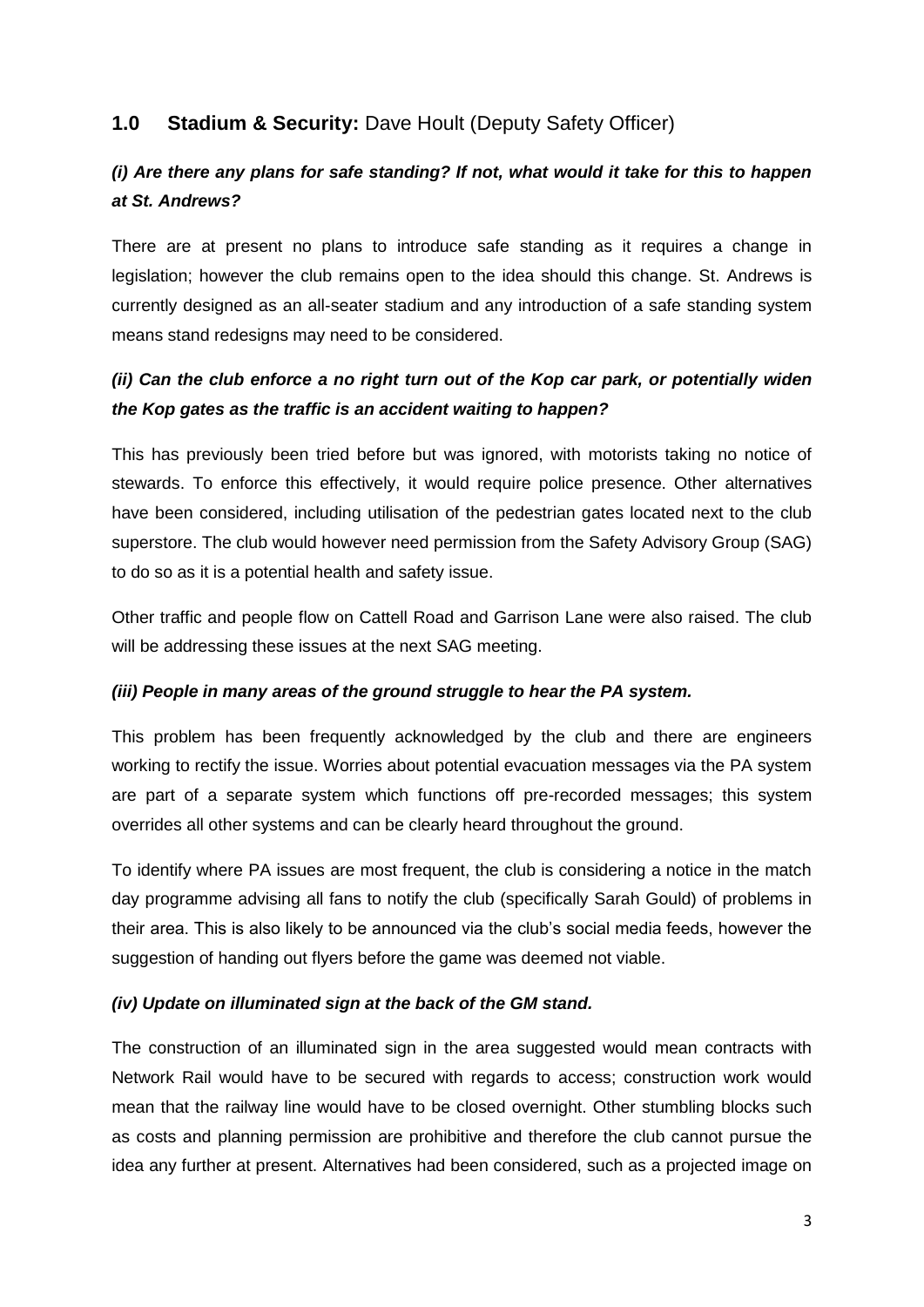## 1.0 Stadium & Security: Dave Hoult (Deputy Safety Officer)

### *(i) Are there any plans for safe standing? If not, what would it take for this to happen at St. Andrews?*

There are at present no plans to introduce safe standing as it requires a change in legislation; however the club remains open to the idea should this change. St. Andrews is currently designed as an all-seater stadium and any introduction of a safe standing system means stand redesigns may need to be considered.

### *(ii) Can the club enforce a no right turn out of the Kop car park, or potentially widen the Kop gates as the traffic is an accident waiting to happen?*

This has previously been tried before but was ignored, with motorists taking no notice of stewards. To enforce this effectively, it would require police presence. Other alternatives have been considered, including utilisation of the pedestrian gates located next to the club superstore. The club would however need permission from the Safety Advisory Group (SAG) to do so as it is a potential health and safety issue.

Other traffic and people flow on Cattell Road and Garrison Lane were also raised. The club will be addressing these issues at the next SAG meeting.

### *(iii) People in many areas of the ground struggle to hear the PA system.*

This problem has been frequently acknowledged by the club and there are engineers working to rectify the issue. Worries about potential evacuation messages via the PA system are part of a separate system which functions off pre-recorded messages; this system overrides all other systems and can be clearly heard throughout the ground.

To identify where PA issues are most frequent, the club is considering a notice in the match day programme advising all fans to notify the club (specifically Sarah Gould) of problems in their area. This is also likely to be announced via the club's social media feeds, however the suggestion of handing out flyers before the game was deemed not viable.

### *(iv) Update on illuminated sign at the back of the GM stand.*

The construction of an illuminated sign in the area suggested would mean contracts with Network Rail would have to be secured with regards to access; construction work would mean that the railway line would have to be closed overnight. Other stumbling blocks such as costs and planning permission are prohibitive and therefore the club cannot pursue the idea any further at present. Alternatives had been considered, such as a projected image on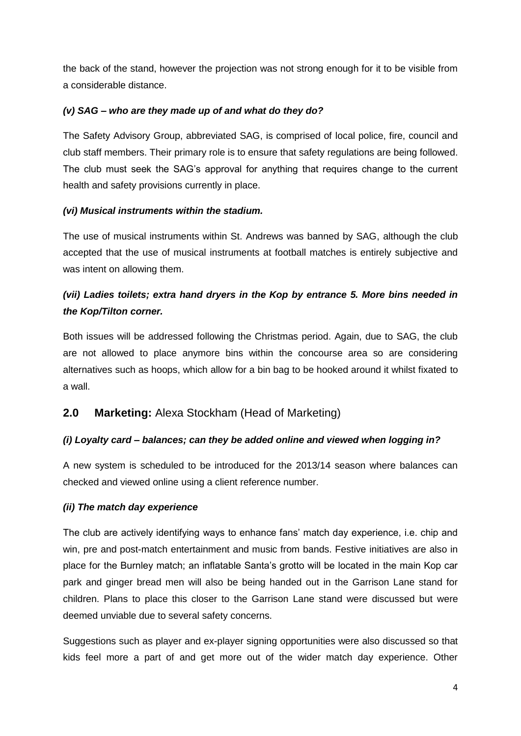the back of the stand, however the projection was not strong enough for it to be visible from a considerable distance.

***(v) SAG – who are they made up of and what do they do?***

The Safety Advisory Group, abbreviated SAG, is comprised of local police, fire, council and club staff members. Their primary role is to ensure that safety regulations are being followed. The club must seek the SAG's approval for anything that requires change to the current health and safety provisions currently in place.

***(vi) Musical instruments within the stadium.***

The use of musical instruments within St. Andrews was banned by SAG, although the club accepted that the use of musical instruments at football matches is entirely subjective and was intent on allowing them.

***(vii) Ladies toilets; extra hand dryers in the Kop by entrance 5. More bins needed in the Kop/Tilton corner.***

Both issues will be addressed following the Christmas period. Again, due to SAG, the club are not allowed to place anymore bins within the concourse area so are considering alternatives such as hoops, which allow for a bin bag to be hooked around it whilst fixated to a wall.

## 2.0 Marketing: Alexa Stockham (Head of Marketing)

***(i) Loyalty card – balances; can they be added online and viewed when logging in?***

A new system is scheduled to be introduced for the 2013/14 season where balances can checked and viewed online using a client reference number.

***(ii) The match day experience***

The club are actively identifying ways to enhance fans' match day experience, i.e. chip and win, pre and post-match entertainment and music from bands. Festive initiatives are also in place for the Burnley match; an inflatable Santa's grotto will be located in the main Kop car park and ginger bread men will also be being handed out in the Garrison Lane stand for children. Plans to place this closer to the Garrison Lane stand were discussed but were deemed unviable due to several safety concerns.

Suggestions such as player and ex-player signing opportunities were also discussed so that kids feel more a part of and get more out of the wider match day experience. Other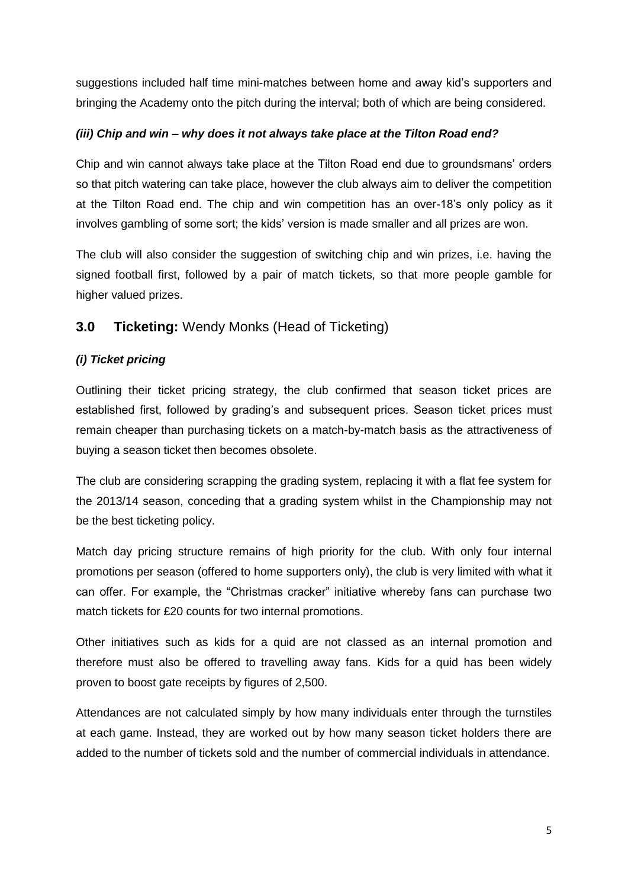suggestions included half time mini-matches between home and away kid's supporters and bringing the Academy onto the pitch during the interval; both of which are being considered.

***(iii) Chip and win – why does it not always take place at the Tilton Road end?***

Chip and win cannot always take place at the Tilton Road end due to groundsmans' orders so that pitch watering can take place, however the club always aim to deliver the competition at the Tilton Road end. The chip and win competition has an over-18's only policy as it involves gambling of some sort; the kids' version is made smaller and all prizes are won.

The club will also consider the suggestion of switching chip and win prizes, i.e. having the signed football first, followed by a pair of match tickets, so that more people gamble for higher valued prizes.

## 3.0 **Ticketing:** Wendy Monks (Head of Ticketing)

***(i) Ticket pricing***

Outlining their ticket pricing strategy, the club confirmed that season ticket prices are established first, followed by grading's and subsequent prices. Season ticket prices must remain cheaper than purchasing tickets on a match-by-match basis as the attractiveness of buying a season ticket then becomes obsolete.

The club are considering scrapping the grading system, replacing it with a flat fee system for the 2013/14 season, conceding that a grading system whilst in the Championship may not be the best ticketing policy.

Match day pricing structure remains of high priority for the club. With only four internal promotions per season (offered to home supporters only), the club is very limited with what it can offer. For example, the "Christmas cracker" initiative whereby fans can purchase two match tickets for £20 counts for two internal promotions.

Other initiatives such as kids for a quid are not classed as an internal promotion and therefore must also be offered to travelling away fans. Kids for a quid has been widely proven to boost gate receipts by figures of 2,500.

Attendances are not calculated simply by how many individuals enter through the turnstiles at each game. Instead, they are worked out by how many season ticket holders there are added to the number of tickets sold and the number of commercial individuals in attendance.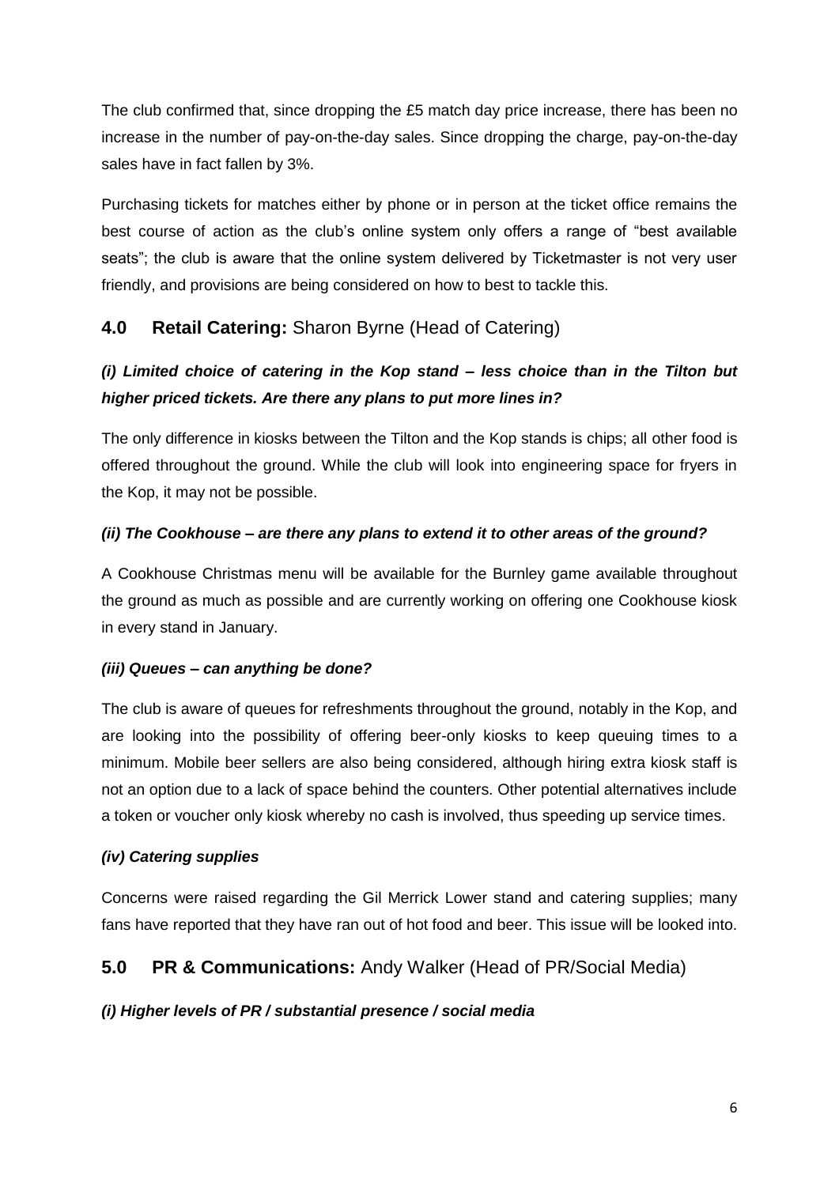The club confirmed that, since dropping the £5 match day price increase, there has been no increase in the number of pay-on-the-day sales. Since dropping the charge, pay-on-the-day sales have in fact fallen by 3%.

Purchasing tickets for matches either by phone or in person at the ticket office remains the best course of action as the club's online system only offers a range of "best available seats"; the club is aware that the online system delivered by Ticketmaster is not very user friendly, and provisions are being considered on how to best to tackle this.

## 4.0 Retail Catering: Sharon Byrne (Head of Catering)

### *(i) Limited choice of catering in the Kop stand – less choice than in the Tilton but higher priced tickets. Are there any plans to put more lines in?*

The only difference in kiosks between the Tilton and the Kop stands is chips; all other food is offered throughout the ground. While the club will look into engineering space for fryers in the Kop, it may not be possible.

### *(ii) The Cookhouse – are there any plans to extend it to other areas of the ground?*

A Cookhouse Christmas menu will be available for the Burnley game available throughout the ground as much as possible and are currently working on offering one Cookhouse kiosk in every stand in January.

### *(iii) Queues – can anything be done?*

The club is aware of queues for refreshments throughout the ground, notably in the Kop, and are looking into the possibility of offering beer-only kiosks to keep queuing times to a minimum. Mobile beer sellers are also being considered, although hiring extra kiosk staff is not an option due to a lack of space behind the counters. Other potential alternatives include a token or voucher only kiosk whereby no cash is involved, thus speeding up service times.

### *(iv) Catering supplies*

Concerns were raised regarding the Gil Merrick Lower stand and catering supplies; many fans have reported that they have ran out of hot food and beer. This issue will be looked into.

## 5.0 PR & Communications: Andy Walker (Head of PR/Social Media)

### *(i) Higher levels of PR / substantial presence / social media*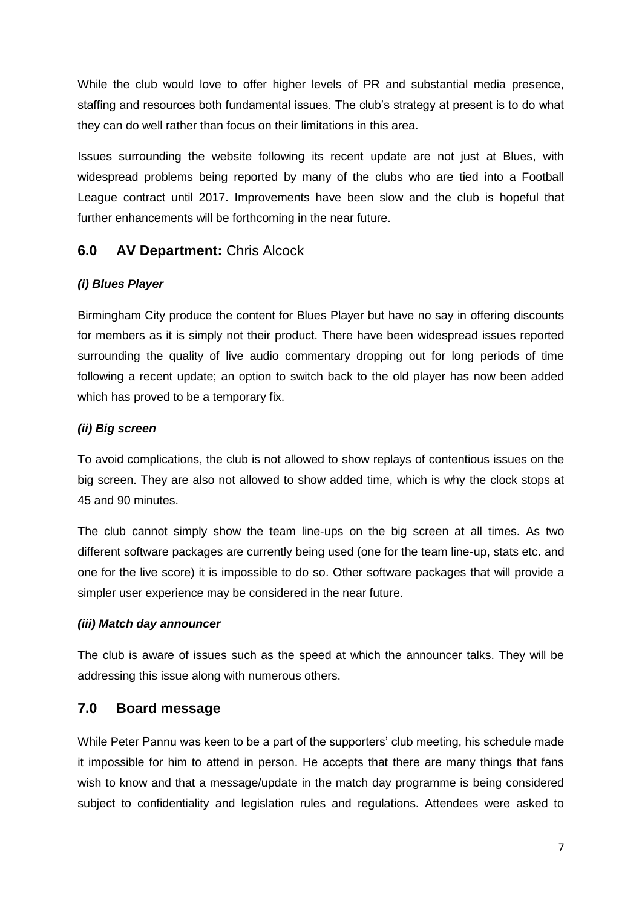While the club would love to offer higher levels of PR and substantial media presence, staffing and resources both fundamental issues. The club's strategy at present is to do what they can do well rather than focus on their limitations in this area.

Issues surrounding the website following its recent update are not just at Blues, with widespread problems being reported by many of the clubs who are tied into a Football League contract until 2017. Improvements have been slow and the club is hopeful that further enhancements will be forthcoming in the near future.

## 6.0 AV Department: Chris Alcock

### *(i) Blues Player*

Birmingham City produce the content for Blues Player but have no say in offering discounts for members as it is simply not their product. There have been widespread issues reported surrounding the quality of live audio commentary dropping out for long periods of time following a recent update; an option to switch back to the old player has now been added which has proved to be a temporary fix.

### *(ii) Big screen*

To avoid complications, the club is not allowed to show replays of contentious issues on the big screen. They are also not allowed to show added time, which is why the clock stops at 45 and 90 minutes.

The club cannot simply show the team line-ups on the big screen at all times. As two different software packages are currently being used (one for the team line-up, stats etc. and one for the live score) it is impossible to do so. Other software packages that will provide a simpler user experience may be considered in the near future.

### *(iii) Match day announcer*

The club is aware of issues such as the speed at which the announcer talks. They will be addressing this issue along with numerous others.

## 7.0 Board message

While Peter Pannu was keen to be a part of the supporters' club meeting, his schedule made it impossible for him to attend in person. He accepts that there are many things that fans wish to know and that a message/update in the match day programme is being considered subject to confidentiality and legislation rules and regulations. Attendees were asked to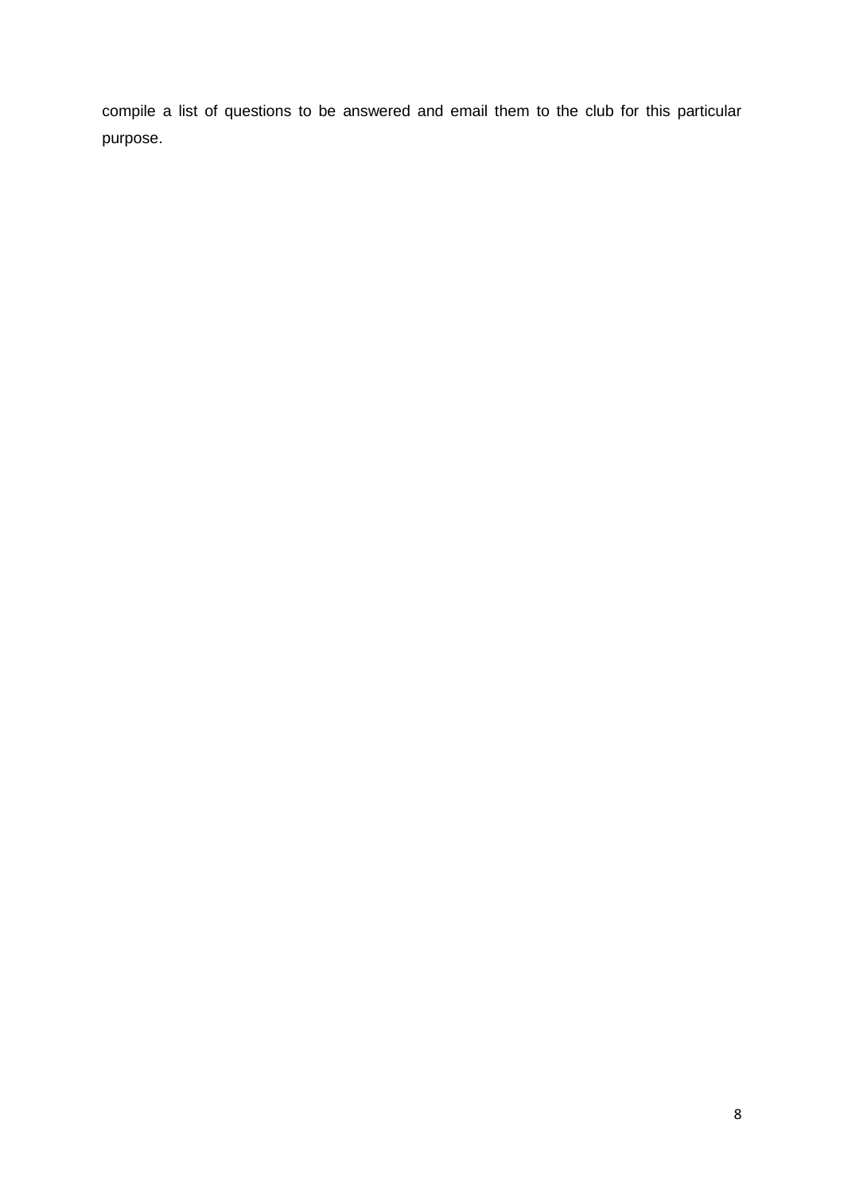compile a list of questions to be answered and email them to the club for this particular purpose.